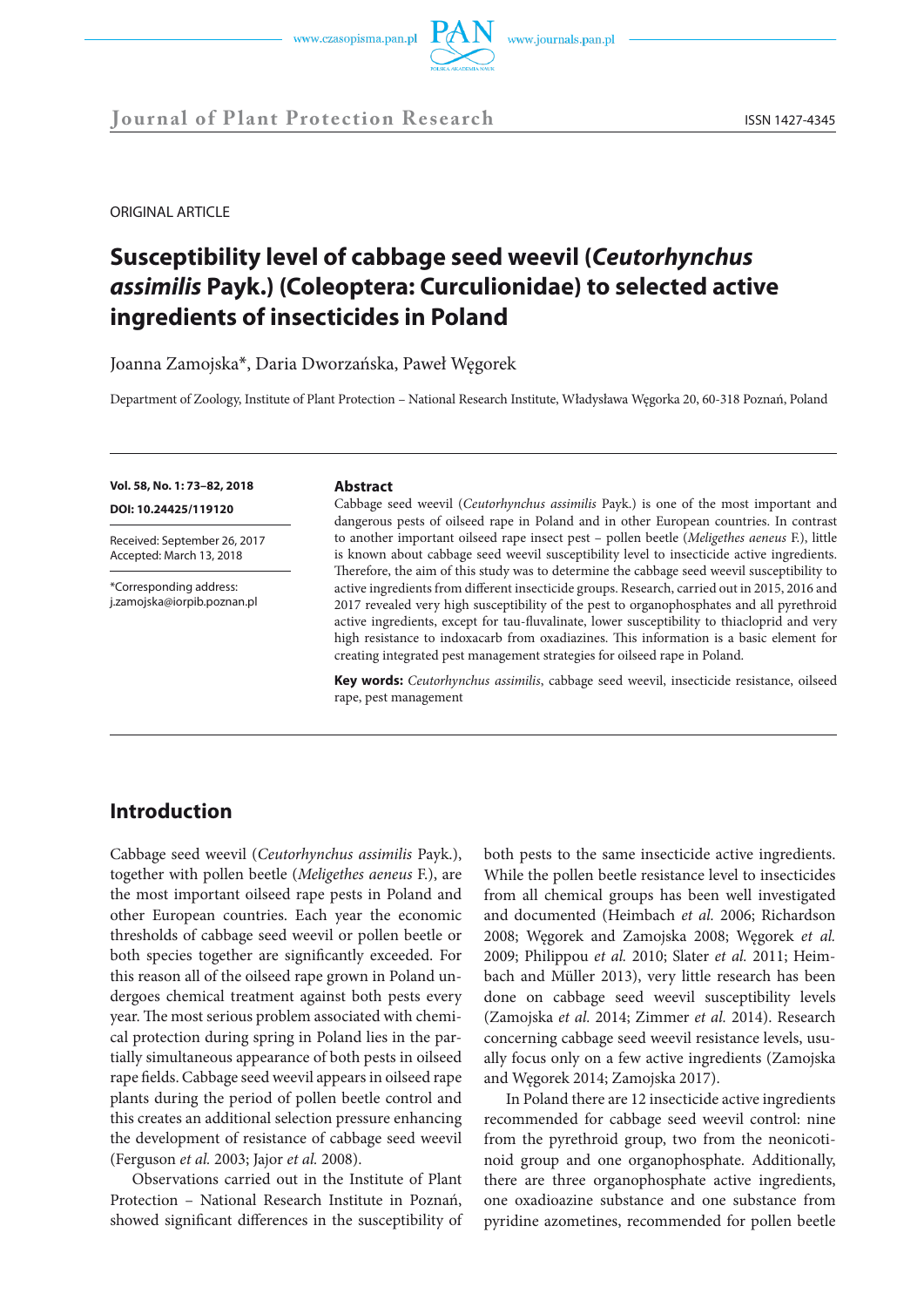ORIGINAL ARTICLE

# Susceptibility level of cabbage seed weevil (*Ceutorhynchus assimilis* Payk.) (Coleoptera: Curculionidae) to selected active ingredients of insecticides in Poland

Joanna Zamojska*, Daria Dworzańska, Paweł Węgorek

Department of Zoology, Institute of Plant Protection – National Research Institute, Władysława Węgorka 20, 60-318 Poznań, Poland

**Vol. 58, No. 1: 73–82, 2018**

**DOI: 10.24425/119120**

Received: September 26, 2017
Accepted: March 13, 2018

*Corresponding address:
j.zamojska@iorpib.poznan.pl

### Abstract

Cabbage seed weevil (*Ceutorhynchus assimilis* Payk.) is one of the most important and dangerous pests of oilseed rape in Poland and in other European countries. In contrast to another important oilseed rape insect pest – pollen beetle (*Meligethes aeneus* F.), little is known about cabbage seed weevil susceptibility level to insecticide active ingredients. Therefore, the aim of this study was to determine the cabbage seed weevil susceptibility to active ingredients from different insecticide groups. Research, carried out in 2015, 2016 and 2017 revealed very high susceptibility of the pest to organophosphates and all pyrethroid active ingredients, except for tau-fluvalinate, lower susceptibility to thiacloprid and very high resistance to indoxacarb from oxadiazines. This information is a basic element for creating integrated pest management strategies for oilseed rape in Poland.

**Key words:** *Ceutorhynchus assimilis*, cabbage seed weevil, insecticide resistance, oilseed rape, pest management

## Introduction

Cabbage seed weevil (*Ceutorhynchus assimilis* Payk.), together with pollen beetle (*Meligethes aeneus* F.), are the most important oilseed rape pests in Poland and other European countries. Each year the economic thresholds of cabbage seed weevil or pollen beetle or both species together are significantly exceeded. For this reason all of the oilseed rape grown in Poland undergoes chemical treatment against both pests every year. The most serious problem associated with chemical protection during spring in Poland lies in the partially simultaneous appearance of both pests in oilseed rape fields. Cabbage seed weevil appears in oilseed rape plants during the period of pollen beetle control and this creates an additional selection pressure enhancing the development of resistance of cabbage seed weevil (Ferguson *et al.* 2003; Jajor *et al.* 2008).

Observations carried out in the Institute of Plant Protection – National Research Institute in Poznań, showed significant differences in the susceptibility of both pests to the same insecticide active ingredients. While the pollen beetle resistance level to insecticides from all chemical groups has been well investigated and documented (Heimbach *et al.* 2006; Richardson 2008; Węgorek and Zamojska 2008; Węgorek *et al.* 2009; Philippou *et al.* 2010; Slater *et al.* 2011; Heimbach and Müller 2013), very little research has been done on cabbage seed weevil susceptibility levels (Zamojska *et al.* 2014; Zimmer *et al.* 2014). Research concerning cabbage seed weevil resistance levels, usually focus only on a few active ingredients (Zamojska and Węgorek 2014; Zamojska 2017).

In Poland there are 12 insecticide active ingredients recommended for cabbage seed weevil control: nine from the pyrethroid group, two from the neonicotinoid group and one organophosphate. Additionally, there are three organophosphate active ingredients, one oxadioazine substance and one substance from pyridine azometines, recommended for pollen beetle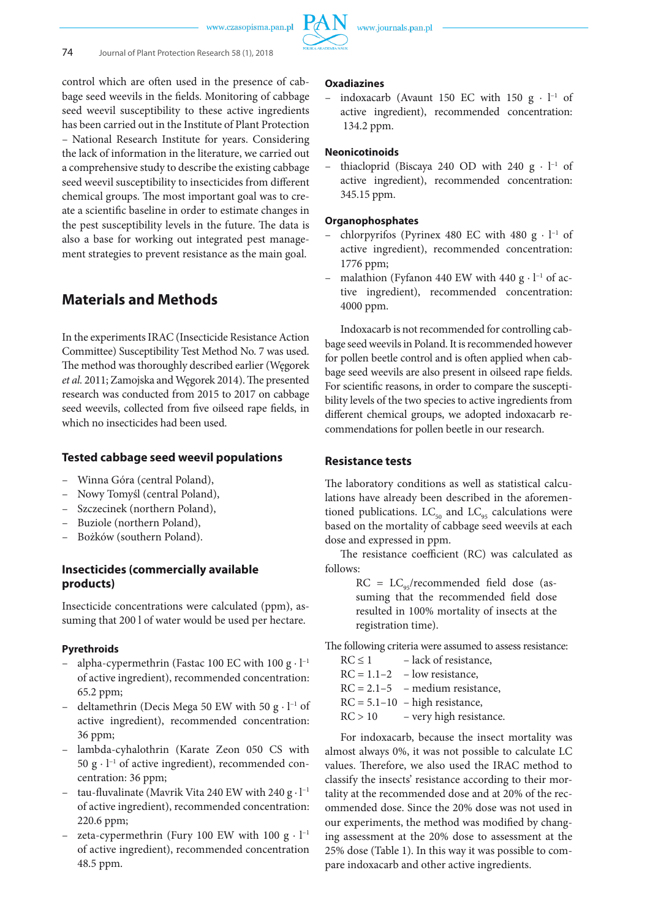control which are often used in the presence of cabbage seed weevils in the fields. Monitoring of cabbage seed weevil susceptibility to these active ingredients has been carried out in the Institute of Plant Protection – National Research Institute for years. Considering the lack of information in the literature, we carried out a comprehensive study to describe the existing cabbage seed weevil susceptibility to insecticides from different chemical groups. The most important goal was to create a scientific baseline in order to estimate changes in the pest susceptibility levels in the future. The data is also a base for working out integrated pest management strategies to prevent resistance as the main goal.

## Materials and Methods

In the experiments IRAC (Insecticide Resistance Action Committee) Susceptibility Test Method No. 7 was used. The method was thoroughly described earlier (Węgorek *et al.* 2011; Zamojska and Węgorek 2014). The presented research was conducted from 2015 to 2017 on cabbage seed weevils, collected from five oilseed rape fields, in which no insecticides had been used.

### Tested cabbage seed weevil populations

- Winna Góra (central Poland),
- Nowy Tomyśl (central Poland),
- Szczecinek (northern Poland),
- Buziole (northern Poland),
- Bożków (southern Poland).

### Insecticides (commercially available products)

Insecticide concentrations were calculated (ppm), assuming that 200 l of water would be used per hectare.

#### Pyrethroids

- alpha-cypermethrin (Fastac 100 EC with 100 g · $l^{-1}$ of active ingredient), recommended concentration: 65.2 ppm;
- deltamethrin (Decis Mega 50 EW with 50 g · $l^{-1}$ of active ingredient), recommended concentration: 36 ppm;
- lambda-cyhalothrin (Karate Zeon 050 CS with 50 g · $l^{-1}$ of active ingredient), recommended concentration: 36 ppm;
- tau-fluvalinate (Mavrik Vita 240 EW with 240 g · $l^{-1}$ of active ingredient), recommended concentration: 220.6 ppm;
- zeta-cypermethrin (Fury 100 EW with 100 g · $l^{-1}$ of active ingredient), recommended concentration 48.5 ppm.

#### Oxadiazines

- indoxacarb (Avaunt 150 EC with 150 g · $l^{-1}$ of active ingredient), recommended concentration: 134.2 ppm.

#### Neonicotinoids

- thiacloprid (Biscaya 240 OD with 240 g · $l^{-1}$ of active ingredient), recommended concentration: 345.15 ppm.

#### Organophosphates

- chlorpyrifos (Pyrinex 480 EC with 480 g · $l^{-1}$ of active ingredient), recommended concentration: 1776 ppm;
- malathion (Fyfanon 440 EW with 440 g · $l^{-1}$ of active ingredient), recommended concentration: 4000 ppm.

Indoxacarb is not recommended for controlling cabbage seed weevils in Poland. It is recommended however for pollen beetle control and is often applied when cabbage seed weevils are also present in oilseed rape fields. For scientific reasons, in order to compare the susceptibility levels of the two species to active ingredients from different chemical groups, we adopted indoxacarb recommendations for pollen beetle in our research.

### Resistance tests

The laboratory conditions as well as statistical calculations have already been described in the aforementioned publications. $LC_{50}$ and $LC_{95}$ calculations were based on the mortality of cabbage seed weevils at each dose and expressed in ppm.

The resistance coefficient (RC) was calculated as follows:

RC = $LC_{95}$/recommended field dose (assuming that the recommended field dose resulted in 100% mortality of insects at the registration time).

The following criteria were assumed to assess resistance:

- RC ≤ 1 – lack of resistance,
- RC = 1.1–2 – low resistance,
- RC = 2.1–5 – medium resistance,
- RC = 5.1–10 – high resistance,
- RC > 10 – very high resistance.

For indoxacarb, because the insect mortality was almost always 0%, it was not possible to calculate LC values. Therefore, we also used the IRAC method to classify the insects' resistance according to their mortality at the recommended dose and at 20% of the recommended dose. Since the 20% dose was not used in our experiments, the method was modified by changing assessment at the 20% dose to assessment at the 25% dose (Table 1). In this way it was possible to compare indoxacarb and other active ingredients.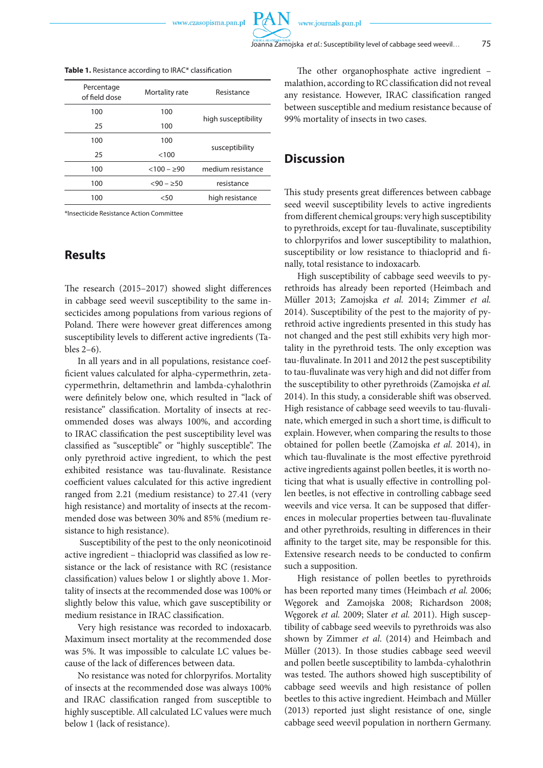**Table 1.** Resistance according to IRAC* classification

| Percentage of field dose | Mortality rate | Resistance |
|---|---|---|
| 100 | 100 | high susceptibility |
| 25 | 100 | |
| 100 | 100 | susceptibility |
| 25 | <100 | |
| 100 | <100 – ≥90 | medium resistance |
| 100 | <90 – ≥50 | resistance |
| 100 | <50 | high resistance |

*Insecticide Resistance Action Committee

## Results

The research (2015–2017) showed slight differences in cabbage seed weevil susceptibility to the same insecticides among populations from various regions of Poland. There were however great differences among susceptibility levels to different active ingredients (Tables 2–6).

In all years and in all populations, resistance coefficient values calculated for alpha-cypermethrin, zeta-cypermethrin, deltamethrin and lambda-cyhalothrin were definitely below one, which resulted in "lack of resistance" classification. Mortality of insects at recommended doses was always 100%, and according to IRAC classification the pest susceptibility level was classified as "susceptible" or "highly susceptible". The only pyrethroid active ingredient, to which the pest exhibited resistance was tau-fluvalinate. Resistance coefficient values calculated for this active ingredient ranged from 2.21 (medium resistance) to 27.41 (very high resistance) and mortality of insects at the recommended dose was between 30% and 85% (medium resistance to high resistance).

Susceptibility of the pest to the only neonicotinoid active ingredient – thiacloprid was classified as low resistance or the lack of resistance with RC (resistance classification) values below 1 or slightly above 1. Mortality of insects at the recommended dose was 100% or slightly below this value, which gave susceptibility or medium resistance in IRAC classification.

Very high resistance was recorded to indoxacarb. Maximum insect mortality at the recommended dose was 5%. It was impossible to calculate LC values because of the lack of differences between data.

No resistance was noted for chlorpyrifos. Mortality of insects at the recommended dose was always 100% and IRAC classification ranged from susceptible to highly susceptible. All calculated LC values were much below 1 (lack of resistance).

The other organophosphate active ingredient – malathion, according to RC classification did not reveal any resistance. However, IRAC classification ranged between susceptible and medium resistance because of 99% mortality of insects in two cases.

## Discussion

This study presents great differences between cabbage seed weevil susceptibility levels to active ingredients from different chemical groups: very high susceptibility to pyrethroids, except for tau-fluvalinate, susceptibility to chlorpyrifos and lower susceptibility to malathion, susceptibility or low resistance to thiacloprid and finally, total resistance to indoxacarb.

High susceptibility of cabbage seed weevils to pyrethroids has already been reported (Heimbach and Müller 2013; Zamojska *et al.* 2014; Zimmer *et al.* 2014). Susceptibility of the pest to the majority of pyrethroid active ingredients presented in this study has not changed and the pest still exhibits very high mortality in the pyrethroid tests. The only exception was tau-fluvalinate. In 2011 and 2012 the pest susceptibility to tau-fluvalinate was very high and did not differ from the susceptibility to other pyrethroids (Zamojska *et al.* 2014). In this study, a considerable shift was observed. High resistance of cabbage seed weevils to tau-fluvalinate, which emerged in such a short time, is difficult to explain. However, when comparing the results to those obtained for pollen beetle (Zamojska *et al.* 2014), in which tau-fluvalinate is the most effective pyrethroid active ingredients against pollen beetles, it is worth noticing that what is usually effective in controlling pollen beetles, is not effective in controlling cabbage seed weevils and vice versa. It can be supposed that differences in molecular properties between tau-fluvalinate and other pyrethroids, resulting in differences in their affinity to the target site, may be responsible for this. Extensive research needs to be conducted to confirm such a supposition.

High resistance of pollen beetles to pyrethroids has been reported many times (Heimbach *et al.* 2006; Węgorek and Zamojska 2008; Richardson 2008; Węgorek *et al.* 2009; Slater *et al.* 2011). High susceptibility of cabbage seed weevils to pyrethroids was also shown by Zimmer *et al*. (2014) and Heimbach and Müller (2013). In those studies cabbage seed weevil and pollen beetle susceptibility to lambda-cyhalothrin was tested. The authors showed high susceptibility of cabbage seed weevils and high resistance of pollen beetles to this active ingredient. Heimbach and Müller (2013) reported just slight resistance of one, single cabbage seed weevil population in northern Germany.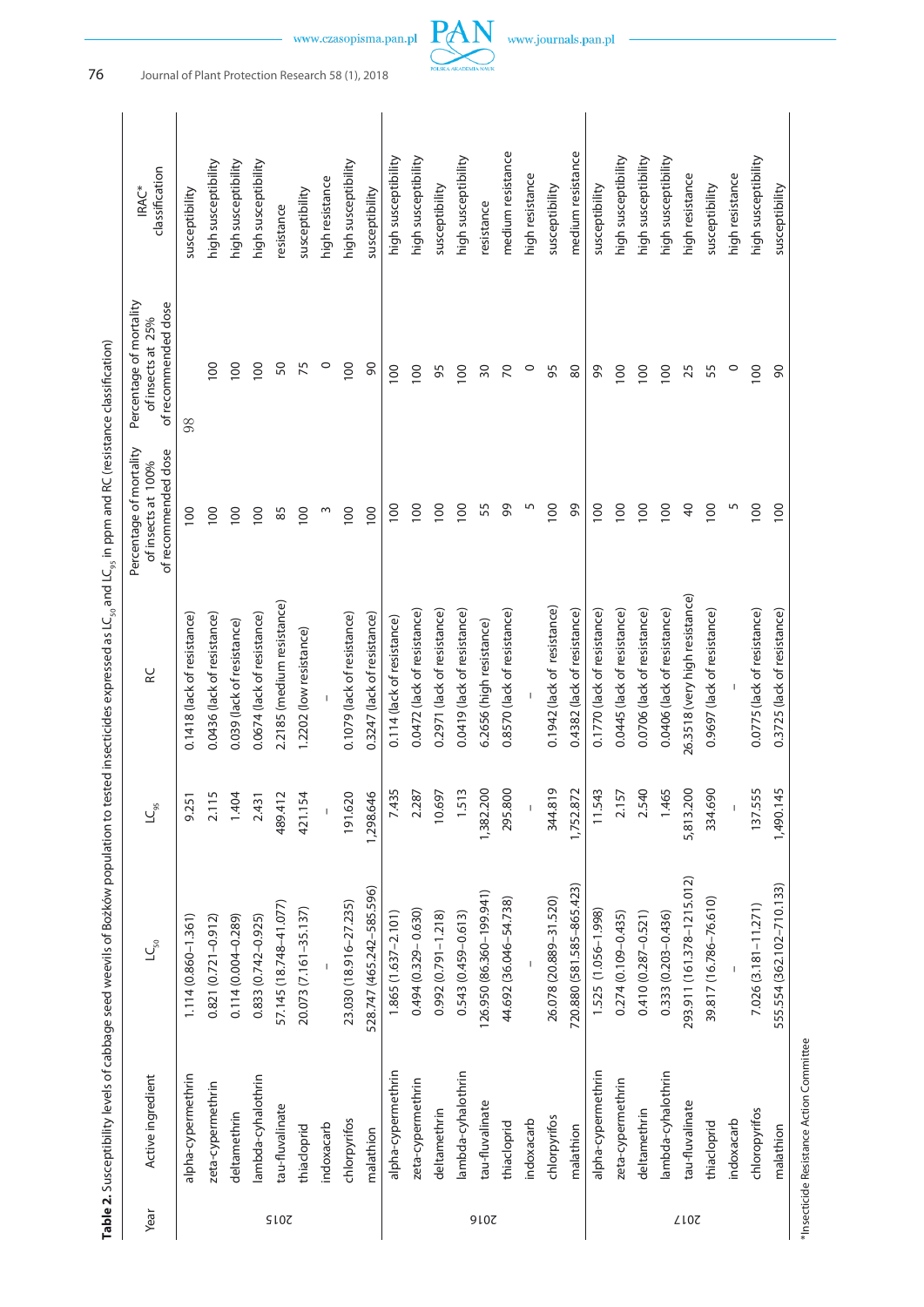**Table 2.** Susceptibility levels of cabbage seed weevils of Bożków population to tested insecticides expressed as $LC_{50}$ and $LC_{95}$ in ppm and RC (resistance classification)

| Year | Active ingredient | $LC_{50}$ | $LC_{95}$ | RC | Percentage of mortality of insects at 100% of recommended dose | Percentage of mortality of insects at 25% of recommended dose | IRAC* classification |
|---|---|---|---|---|---|---|---|
| 2015 | alpha-cypermethrin | 1.114 (0.860–1.361) | 9.251 | 0.1418 (lack of resistance) | 100 | 98 | susceptibility |
| | zeta-cypermethrin | 0.821 (0.721–0.912) | 2.115 | 0.0436 (lack of resistance) | 100 | 100 | high susceptibility |
| | deltamethrin | 0.114 (0.004–0.289) | 1.404 | 0.039 (lack of resistance) | 100 | 100 | high susceptibility |
| | lambda-cyhalothrin | 0.833 (0.742–0.925) | 2.431 | 0.0674 (lack of resistance) | 100 | 100 | high susceptibility |
| | tau-fluvalinate | 57.145 (18.748–41.077) | 489.412 | 2.2185 (medium resistance) | 85 | 50 | resistance |
| | thiacloprid | 20.073 (7.161–35.137) | 421.154 | 1.2202 (low resistance) | 100 | 75 | susceptibility |
| | indoxacarb | – | – | – | 3 | 0 | high resistance |
| | chlorpyrifos | 23.030 (18.916–27.235) | 191.620 | 0.1079 (lack of resistance) | 100 | 100 | high susceptibility |
| | malathion | 528.747 (465.242–585.596) | 1,298.646 | 0.3247 (lack of resistance) | 100 | 90 | susceptibility |
| 2016 | alpha-cypermethrin | 1.865 (1.637–2.101) | 7.435 | 0.114 (lack of resistance) | 100 | 100 | high susceptibility |
| | zeta-cypermethrin | 0.494 (0.329–0.630) | 2.287 | 0.0472 (lack of resistance) | 100 | 100 | high susceptibility |
| | deltamethrin | 0.992 (0.791–1.218) | 10.697 | 0.2971 (lack of resistance) | 100 | 95 | susceptibility |
| | lambda-cyhalothrin | 0.543 (0.459–0.613) | 1.513 | 0.0419 (lack of resistance) | 100 | 100 | high susceptibility |
| | tau-fluvalinate | 126.950 (86.360–199.941) | 1,382.200 | 6.2656 (high resistance) | 55 | 30 | resistance |
| | thiacloprid | 44.692 (36.046–54.738) | 295.800 | 0.8570 (lack of resistance) | 99 | 70 | medium resistance |
| | indoxacarb | – | – | – | 5 | 0 | high resistance |
| | chlorpyrifos | 26.078 (20.889–31.520) | 344.819 | 0.1942 (lack of resistance) | 100 | 95 | susceptibility |
| | malathion | 720.880 (581.585–865.423) | 1,752.872 | 0.4382 (lack of resistance) | 99 | 80 | medium resistance |
| 2017 | alpha-cypermethrin | 1.525 (1.056–1.998) | 11.543 | 0.1770 (lack of resistance) | 100 | 99 | susceptibility |
| | zeta-cypermethrin | 0.274 (0.109–0.435) | 2.157 | 0.0445 (lack of resistance) | 100 | 100 | high susceptibility |
| | deltamethrin | 0.410 (0.287–0.521) | 2.540 | 0.0706 (lack of resistance) | 100 | 100 | high susceptibility |
| | lambda-cyhalothrin | 0.333 (0.203–0.436) | 1.465 | 0.0406 (lack of resistance) | 100 | 100 | high susceptibility |
| | tau-fluvalinate | 293.911 (161.378–1215.012) | 5,813.200 | 26.3518 (very high resistance) | 40 | 25 | high resistance |
| | thiacloprid | 39.817 (16.786–76.610) | 334.690 | 0.9697 (lack of resistance) | 100 | 55 | susceptibility |
| | indoxacarb | – | – | – | 5 | 0 | high resistance |
| | chlorpyrifos | 7.026 (3.181–11.271) | 137.555 | 0.0775 (lack of resistance) | 100 | 100 | high susceptibility |
| | malathion | 555.554 (362.102–710.133) | 1,490.145 | 0.3725 (lack of resistance) | 100 | 90 | susceptibility |

*Insecticide Resistance Action Committee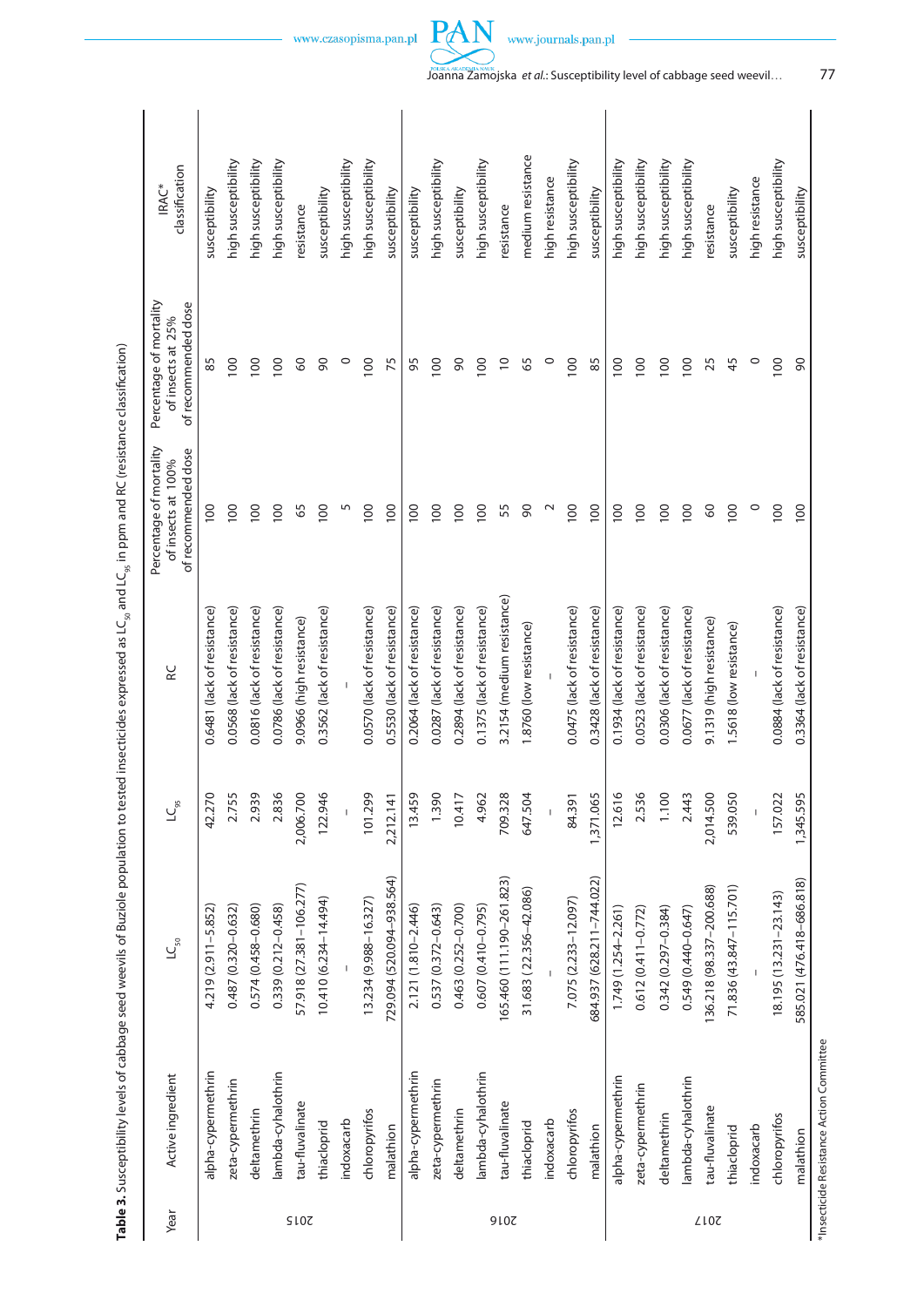**Table 3.** Susceptibility levels of cabbage seed weevils of Buziole population to tested insecticides expressed as $LC_{50}$ and $LC_{95}$ in ppm and RC (resistance classification)

| Year | Active ingredient | $LC_{50}$ | $LC_{95}$ | RC | Percentage of mortality of insects at 100% of recommended dose | Percentage of mortality of insects at 25% of recommended dose | IRAC* classification |
|---|---|---|---|---|---|---|---|
| 2015 | alpha-cypermethrin | 4.219 (2.911–5.852) | 42.270 | 0.6481 (lack of resistance) | 100 | 85 | susceptibility |
| | zeta-cypermethrin | 0.487 (0.320–0.632) | 2.755 | 0.0568 (lack of resistance) | 100 | 100 | high susceptibility |
| | deltamethrin | 0.574 (0.458–0.680) | 2.939 | 0.0816 (lack of resistance) | 100 | 100 | high susceptibility |
| | lambda-cyhalothrin | 0.339 (0.212–0.458) | 2.836 | 0.0786 (lack of resistance) | 100 | 100 | high susceptibility |
| | tau-fluvalinate | 57.918 (27.381–106.277) | 2,006.700 | 9.0966 (high resistance) | 65 | 60 | resistance |
| | thiacloprid | 10.410 (6.234–14.494) | 122.946 | 0.3562 (lack of resistance) | 100 | 90 | susceptibility |
| | indoxacarb | – | – | – | 5 | 0 | high susceptibility |
| | chloropyrifos | 13.234 (9.988–16.327) | 101.299 | 0.0570 (lack of resistance) | 100 | 100 | high susceptibility |
| | malathion | 729.094 (520.094–938.564) | 2,212.141 | 0.5530 (lack of resistance) | 100 | 75 | susceptibility |
| 2016 | alpha-cypermethrin | 2.121 (1.810–2.446) | 13.459 | 0.2064 (lack of resistance) | 100 | 95 | susceptibility |
| | zeta-cypermethrin | 0.537 (0.372–0.643) | 1.390 | 0.0287 (lack of resistance) | 100 | 100 | high susceptibility |
| | deltamethrin | 0.463 (0.252–0.700) | 10.417 | 0.2894 (lack of resistance) | 100 | 90 | susceptibility |
| | lambda-cyhalothrin | 0.607 (0.410–0.795) | 4.962 | 0.1375 (lack of resistance) | 100 | 100 | high susceptibility |
| | tau-fluvalinate | 165.460 (111.190–261.823) | 709.328 | 3.2154 (medium resistance) | 55 | 10 | resistance |
| | thiacloprid | 31.683 (22.356–42.086) | 647.504 | 1.8760 (low resistance) | 90 | 65 | medium resistance |
| | indoxacarb | – | – | – | 2 | 0 | high resistance |
| | chloropyrifos | 7.075 (2.233–12.097) | 84.391 | 0.0475 (lack of resistance) | 100 | 100 | high susceptibility |
| | malathion | 684.937 (628.211–744.022) | 1,371.065 | 0.3428 (lack of resistance) | 100 | 85 | susceptibility |
| 2017 | alpha-cypermethrin | 1.749 (1.254–2.261) | 12.616 | 0.1934 (lack of resistance) | 100 | 100 | high susceptibility |
| | zeta-cypermethrin | 0.612 (0.411–0.772) | 2.536 | 0.0523 (lack of resistance) | 100 | 100 | high susceptibility |
| | deltamethrin | 0.342 (0.297–0.384) | 1.100 | 0.0306 (lack of resistance) | 100 | 100 | high susceptibility |
| | lambda-cyhalothrin | 0.549 (0.440–0.647) | 2.443 | 0.0677 (lack of resistance) | 100 | 100 | high susceptibility |
| | tau-fluvalinate | 136.218 (98.337–200.688) | 2,014.500 | 9.1319 (high resistance) | 60 | 25 | resistance |
| | thiacloprid | 71.836 (43.847–115.701) | 539.050 | 1.5618 (low resistance) | 100 | 45 | susceptibility |
| | indoxacarb | – | – | – | 0 | 0 | high resistance |
| | chloropyrifos | 18.195 (13.231–23.143) | 157.022 | 0.0884 (lack of resistance) | 100 | 100 | high susceptibility |
| | malathion | 585.021 (476.418–686.818) | 1,345.595 | 0.3364 (lack of resistance) | 100 | 90 | susceptibility |

*Insecticide Resistance Action Committee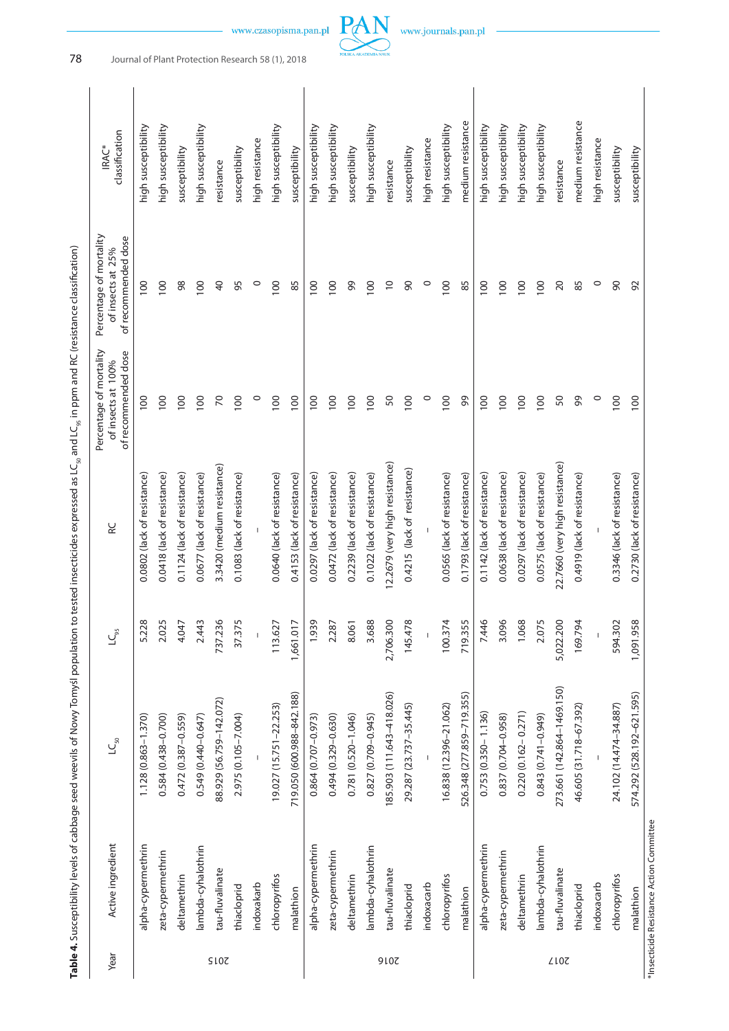**Table 4.** Susceptibility levels of cabbage seed weevils of Nowy Tomyśl population to tested insecticides expressed as $LC_{50}$ and $LC_{95}$ in ppm and RC (resistance classification)

| Year | Active ingredient | $LC_{50}$ | $LC_{95}$ | RC | Percentage of mortality of insects at 100% of recommended dose | Percentage of mortality of insects at 25% of recommended dose | IRAC* classification |
|---|---|---|---|---|---|---|---|
| 2015 | alpha-cypermethrin | 1.128 (0.863–1.370) | 5.228 | 0.0802 (lack of resistance) | 100 | 100 | high susceptibility |
| | zeta-cypermethrin | 0.584 (0.438–0.700) | 2.025 | 0.0418 (lack of resistance) | 100 | 100 | high susceptibility |
| | deltamethrin | 0.472 (0.387–0.559) | 4.047 | 0.1124 (lack of resistance) | 100 | 98 | susceptibility |
| | lambda-cyhalothrin | 0.549 (0.440–0.647) | 2.443 | 0.0677 (lack of resistance) | 100 | 100 | high susceptibility |
| | tau-fluvalinate | 88.929 (56.759–142.072) | 737.236 | 3.3420 (medium resistance) | 70 | 40 | resistance |
| | thiacloprid | 2.975 (0.105–7.004) | 37.375 | 0.1083 (lack of resistance) | 100 | 95 | susceptibility |
| | indoxakarb | – | – | – | 0 | 0 | high resistance |
| | chloropyrifos | 19.027 (15.751–22.253) | 113.627 | 0.0640 (lack of resistance) | 100 | 100 | high susceptibility |
| | malathion | 719.050 (600.988–842.188) | 1,661.017 | 0.4153 (lack of resistance) | 100 | 85 | susceptibility |
| 2016 | alpha-cypermethrin | 0.864 (0.707–0.973) | 1.939 | 0.0297 (lack of resistance) | 100 | 100 | high susceptibility |
| | zeta-cypermethrin | 0.494 (0.329–0.630) | 2.287 | 0.0472 (lack of resistance) | 100 | 100 | high susceptibility |
| | deltamethrin | 0.781 (0.520–1.046) | 8.061 | 0.2239 (lack of resistance) | 100 | 99 | susceptibility |
| | lambda-cyhalothrin | 0.827 (0.709–0.945) | 3.688 | 0.1022 (lack of resistance) | 100 | 100 | high susceptibility |
| | tau-fluvalinate | 185.903 (111.643–418.026) | 2,706.300 | 12.2679 (very high resistance) | 50 | 10 | resistance |
| | thiacloprid | 29.287 (23.737–35.445) | 145.478 | 0.4215 (lack of resistance) | 100 | 90 | susceptibility |
| | indoxacarb | – | – | – | 0 | 0 | high resistance |
| | chloropyrifos | 16.838 (12.396–21.062) | 100.374 | 0.0565 (lack of resistance) | 100 | 100 | high susceptibility |
| | malathion | 526.348 (277.859–719.355) | 719.355 | 0.1793 (lack of resistance) | 99 | 85 | medium resistance |
| 2017 | alpha-cypermethrin | 0.753 (0.350– 1.136) | 7.446 | 0.1142 (lack of resistance) | 100 | 100 | high susceptibility |
| | zeta-cypermethrin | 0.837 (0.704–0.958) | 3.096 | 0.0638 (lack of resistance) | 100 | 100 | high susceptibility |
| | deltamethrin | 0.220 (0.162– 0.271) | 1.068 | 0.0297 (lack of resistance) | 100 | 100 | high susceptibility |
| | lambda-cyhalothrin | 0.843 (0.741–0.949) | 2.075 | 0.0575 (lack of resistance) | 100 | 100 | high susceptibility |
| | tau-fluvalinate | 273.661 (142.864–1469.150) | 5,022.200 | 22.7660 (very high resistance) | 50 | 20 | resistance |
| | thiacloprid | 46.605 (31.718–67.392) | 169.794 | 0.4919 (lack of resistance) | 99 | 85 | medium resistance |
| | indoxacarb | – | – | – | 0 | 0 | high resistance |
| | chloropyrifos | 24.102 (14.474–34.887) | 594.302 | 0.3346 (lack of resistance) | 100 | 90 | susceptibility |
| | malathion | 574.292 (528.192–621.595) | 1,091.958 | 0.2730 (lack of resistance) | 100 | 92 | susceptibility |

*Insecticide Resistance Action Committee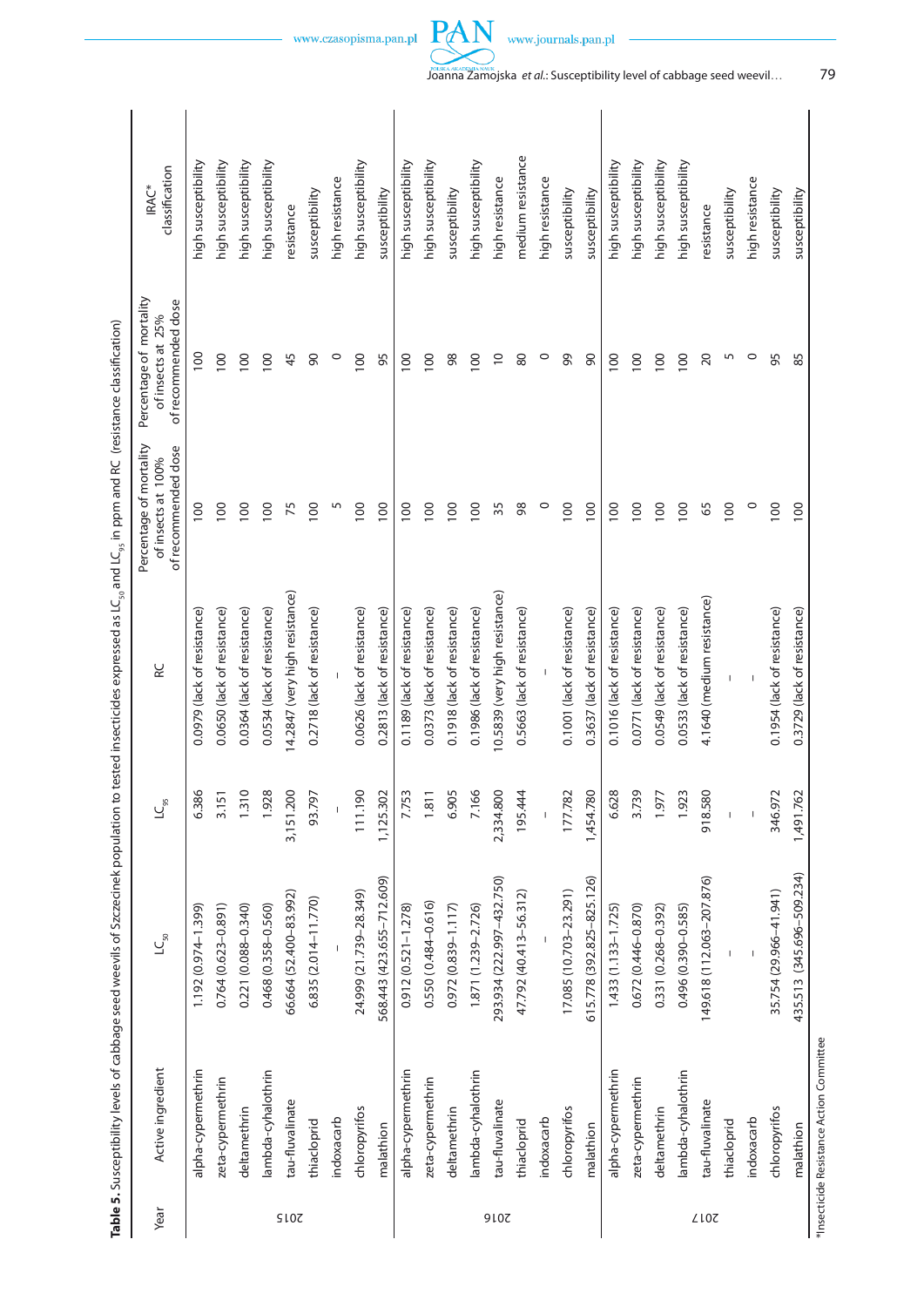**Table 5.** Susceptibility levels of cabbage seed weevils of Szczecinek population to tested insecticides expressed as $LC_{50}$ and $LC_{95}$ in ppm and RC (resistance classification)

| Year | Active ingredient | $LC_{50}$ | $LC_{95}$ | RC | Percentage of mortality of insects at 100% of recommended dose | Percentage of mortality of insects at 25% of recommended dose | IRAC* classification |
|---|---|---|---|---|---|---|---|
| 2015 | alpha-cypermethrin | 1.192 (0.974–1.399) | 6.386 | 0.0979 (lack of resistance) | 100 | 100 | high susceptibility |
| | zeta-cypermethrin | 0.764 (0.623–0.891) | 3.151 | 0.0650 (lack of resistance) | 100 | 100 | high susceptibility |
| | deltamethrin | 0.221 (0.088–0.340) | 1.310 | 0.0364 (lack of resistance) | 100 | 100 | high susceptibility |
| | lambda-cyhalothrin | 0.468 (0.358–0.560) | 1.928 | 0.0534 (lack of resistance) | 100 | 100 | high susceptibility |
| | tau-fluvalinate | 66.664 (52.400–83.992) | 3,151.200 | 14.2847 (very high resistance) | 75 | 45 | resistance |
| | thiacloprid | 6.835 (2.014–11.770) | 93.797 | 0.2718 (lack of resistance) | 100 | 90 | susceptibility |
| | indoxacarb | – | – | – | 5 | 0 | high resistance |
| | chloropyrifos | 24.999 (21.739–28.349) | 111.190 | 0.0626 (lack of resistance) | 100 | 100 | high susceptibility |
| | malathion | 568.443 (423.655–712.609) | 1,125.302 | 0.2813 (lack of resistance) | 100 | 95 | susceptibility |
| 2016 | alpha-cypermethrin | 0.912 (0.521–1.278) | 7.753 | 0.1189 (lack of resistance) | 100 | 100 | high susceptibility |
| | zeta-cypermethrin | 0.550 (0.484–0.616) | 1.811 | 0.0373 (lack of resistance) | 100 | 100 | high susceptibility |
| | deltamethrin | 0.972 (0.839–1.117) | 6.905 | 0.1918 (lack of resistance) | 100 | 98 | susceptibility |
| | lambda-cyhalothrin | 1.871 (1.239–2.726) | 7.166 | 0.1986 (lack of resistance) | 100 | 100 | high susceptibility |
| | tau-fluvalinate | 293.934 (222.997–432.750) | 2,334.800 | 10.5839 (very high resistance) | 35 | 10 | high resistance |
| | thiacloprid | 47.792 (40.413–56.312) | 195.444 | 0.5663 (lack of resistance) | 98 | 80 | medium resistance |
| | indoxacarb | – | – | – | 0 | 0 | high resistance |
| | chloropyrifos | 17.085 (10.703–23.291) | 177.782 | 0.1001 (lack of resistance) | 100 | 99 | susceptibility |
| | malathion | 615.778 (392.825–825.126) | 1,454.780 | 0.3637 (lack of resistance) | 100 | 90 | susceptibility |
| 2017 | alpha-cypermethrin | 1.433 (1.133–1.725) | 6.628 | 0.1016 (lack of resistance) | 100 | 100 | high susceptibility |
| | zeta-cypermethrin | 0.672 (0.446–0.870) | 3.739 | 0.0771 (lack of resistance) | 100 | 100 | high susceptibility |
| | deltamethrin | 0.331 (0.268–0.392) | 1.977 | 0.0549 (lack of resistance) | 100 | 100 | high susceptibility |
| | lambda-cyhalothrin | 0.496 (0.390–0.585) | 1.923 | 0.0533 (lack of resistance) | 100 | 100 | high susceptibility |
| | tau-fluvalinate | 149.618 (112.063–207.876) | 918.580 | 4.1640 (medium resistance) | 65 | 20 | resistance |
| | thiacloprid | – | – | – | 100 | 5 | susceptibility |
| | indoxacarb | – | – | – | 0 | 0 | high resistance |
| | chloropyrifos | 35.754 (29.966–41.941) | 346.972 | 0.1954 (lack of resistance) | 100 | 95 | susceptibility |
| | malathion | 435.513 (345.696–509.234) | 1,491.762 | 0.3729 (lack of resistance) | 100 | 85 | susceptibility |

*Insecticide Resistance Action Committee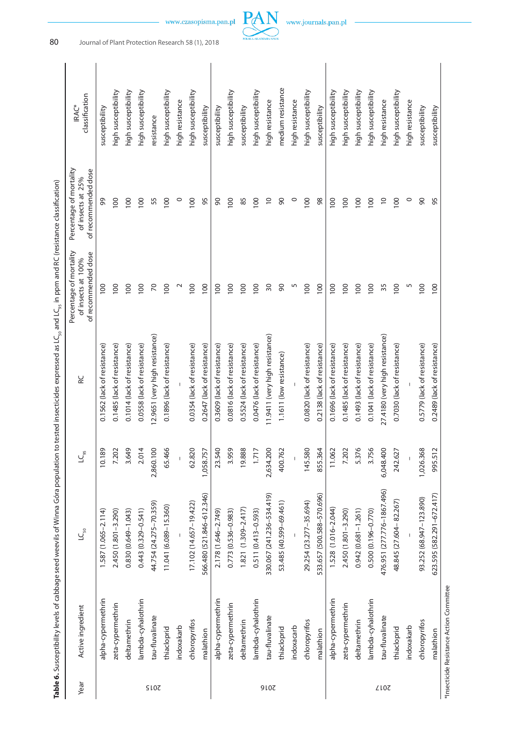**Table 6.** Susceptibility levels of cabbage seed weevils of Winna Góra population to tested insecticides expressed as $LC_{50}$ and $LC_{95}$ in ppm and RC (resistance classification)

| Year | Active ingredient | $LC_{50}$ | $LC_{95}$ | RC | Percentage of mortality of insects at 100% of recommended dose | Percentage of mortality of insects at 25% of recommended dose | IRAC* classification |
|---|---|---|---|---|---|---|---|
| 2015 | alpha-cypermethrin | 1.587 (1.065–2.114) | 10.189 | 0.1562 (lack of resistance) | 100 | 99 | susceptibility |
| | zeta-cypermethrin | 2.450 (1.801–3.290) | 7.202 | 0.1485 (lack of resistance) | 100 | 100 | high susceptibility |
| | deltamethrin | 0.830 (0.649–1.043) | 3.649 | 0.1014 (lack of resistance) | 100 | 100 | high susceptibility |
| | lambda-cyhalothrin | 0.443 (0.329–0.541) | 2.014 | 0.0558 (lack of resistance) | 100 | 100 | high susceptibility |
| | tau-fluvalinate | 44.754 (24.275–70.359) | 2,860.100 | 12.9651 (very high resistance) | 70 | 55 | resistance |
| | thiacloprid | 11.041 (6.089–15.360) | 65.466 | 0.1896 (lack of resistance) | 100 | 100 | high susceptibility |
| | indoxakarb | – | – | – | 2 | 0 | high resistance |
| | chloropyrifos | 17.102 (14.657–19.422) | 62.820 | 0.0354 (lack of resistance) | 100 | 100 | high susceptibility |
| | malathion | 566.480 (521.846–612.346) | 1,058.757 | 0.2647 (lack of resistance) | 100 | 95 | susceptibility |
| 2016 | alpha-cypermethrin | 2.178 (1.646–2.749) | 23.540 | 0.3609 (lack of resistance) | 100 | 90 | susceptibility |
| | zeta-cypermethrin | 0.773 (0.536–0.983) | 3.959 | 0.0816 (lack of resistance) | 100 | 100 | high susceptibility |
| | deltamethrin | 1.821 (1.309–2.417) | 19.888 | 0.5524 (lack of resistance) | 100 | 85 | susceptibility |
| | lambda-cyhalothrin | 0.511 (0.413–0.593) | 1.717 | 0.0476 (lack of resistance) | 100 | 100 | high susceptibility |
| | tau-fluvalinate | 330.067 (241.236–534.419) | 2,634.200 | 11.9411 (very high resistance) | 30 | 10 | high resistance |
| | thiacloprid | 53.485 (40.599–69.461) | 400.762 | 1.1611 (low resistance) | 90 | 90 | medium resistance |
| | indoxacarb | – | – | – | 5 | 0 | high resistance |
| | chloropyrifos | 29.254 (23.277–35.694) | 145.580 | 0.0820 (lack of resistance) | 100 | 100 | high susceptibility |
| | malathion | 533.657 (500.588–570.696) | 855.364 | 0.2138 (lack of resistance) | 100 | 98 | susceptibility |
| 2017 | alpha-cypermethrin | 1.528 (1.016–2.044) | 11.062 | 0.1696 (lack of resistance) | 100 | 100 | high susceptibility |
| | zeta-cypermethrin | 2.450 (1.801–3.290) | 7.202 | 0.1485 (lack of resistance) | 100 | 100 | high susceptibility |
| | deltamethrin | 0.942 (0.681–1.261) | 5.376 | 0.1493 (lack of resistance) | 100 | 100 | high susceptibility |
| | lambda-cyhalothrin | 0.500 (0.196–0.770) | 3.756 | 0.1041 (lack of resistance) | 100 | 100 | high susceptibility |
| | tau-fluvalinate | 476.951 (277.776–1867.496) | 6,048.400 | 27.4180 (very high resistance) | 35 | 10 | high resistance |
| | thiacloprid | 48.845 (27.604– 82.267) | 242.627 | 0.7030 (lack of resistance) | 100 | 100 | high susceptibility |
| | indoxakarb | – | – | – | 5 | 0 | high resistance |
| | chloropyrifos | 93.252 (68.947–123.890) | 1,026.368 | 0.5779 (lack of resistance) | 100 | 90 | susceptibility |
| | malathion | 623.595 (582.291–672.417) | 995.512 | 0.2489 (lack of resistance) | 100 | 95 | susceptibility |

*Insecticide Resistance Action Committee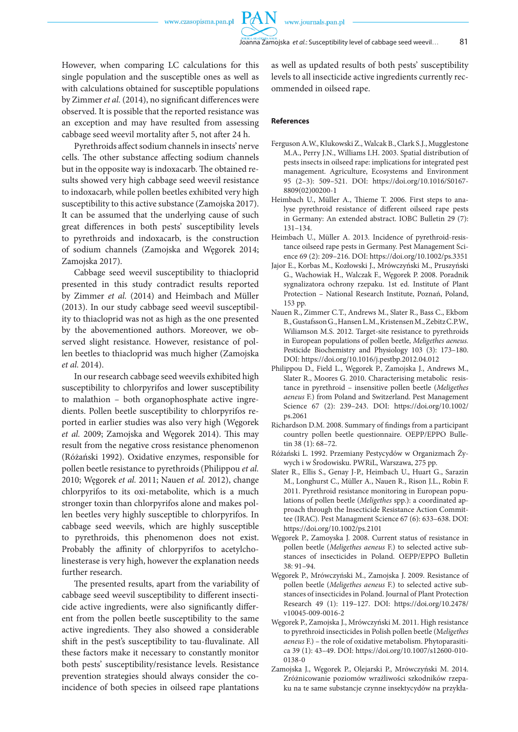However, when comparing LC calculations for this single population and the susceptible ones as well as with calculations obtained for susceptible populations by Zimmer *et al.* (2014), no significant differences were observed. It is possible that the reported resistance was an exception and may have resulted from assessing cabbage seed weevil mortality after 5, not after 24 h.

Pyrethroids affect sodium channels in insects' nerve cells. The other substance affecting sodium channels but in the opposite way is indoxacarb. The obtained results showed very high cabbage seed weevil resistance to indoxacarb, while pollen beetles exhibited very high susceptibility to this active substance (Zamojska 2017). It can be assumed that the underlying cause of such great differences in both pests' susceptibility levels to pyrethroids and indoxacarb, is the construction of sodium channels (Zamojska and Węgorek 2014; Zamojska 2017).

Cabbage seed weevil susceptibility to thiacloprid presented in this study contradict results reported by Zimmer *et al.* (2014) and Heimbach and Müller (2013). In our study cabbage seed weevil susceptibility to thiacloprid was not as high as the one presented by the abovementioned authors. Moreover, we observed slight resistance. However, resistance of pollen beetles to thiacloprid was much higher (Zamojska *et al.* 2014).

In our research cabbage seed weevils exhibited high susceptibility to chlorpyrifos and lower susceptibility to malathion – both organophosphate active ingredients. Pollen beetle susceptibility to chlorpyrifos reported in earlier studies was also very high (Węgorek *et al.* 2009; Zamojska and Węgorek 2014). This may result from the negative cross resistance phenomenon (Różański 1992). Oxidative enzymes, responsible for pollen beetle resistance to pyrethroids (Philippou *et al.* 2010; Węgorek *et al.* 2011; Nauen *et al.* 2012), change chlorpyrifos to its oxi-metabolite, which is a much stronger toxin than chlorpyrifos alone and makes pollen beetles very highly susceptible to chlorpyrifos. In cabbage seed weevils, which are highly susceptible to pyrethroids, this phenomenon does not exist. Probably the affinity of chlorpyrifos to acetylcholinesterase is very high, however the explanation needs further research.

The presented results, apart from the variability of cabbage seed weevil susceptibility to different insecticide active ingredients, were also significantly different from the pollen beetle susceptibility to the same active ingredients. They also showed a considerable shift in the pest's susceptibility to tau-fluvalinate. All these factors make it necessary to constantly monitor both pests' susceptibility/resistance levels. Resistance prevention strategies should always consider the coincidence of both species in oilseed rape plantations as well as updated results of both pests' susceptibility levels to all insecticide active ingredients currently recommended in oilseed rape.

## References

Ferguson A.W., Klukowski Z., Walcak B., Clark S.J., Mugglestone M.A., Perry J.N., Williams I.H. 2003. Spatial distribution of pests insects in oilseed rape: implications for integrated pest management. Agriculture, Ecosystems and Environment 95 (2–3): 509–521. DOI: https://doi.org/10.1016/S0167-8809(02)00200-1

Heimbach U., Müller A., Thieme T. 2006. First steps to analyse pyrethroid resistance of different oilseed rape pests in Germany: An extended abstract. IOBC Bulletin 29 (7): 131–134.

Heimbach U., Müller A. 2013. Incidence of pyrethroid-resistance oilseed rape pests in Germany. Pest Management Science 69 (2): 209–216. DOI: https://doi.org/10.1002/ps.3351

Jajor E., Korbas M., Kozłowski J., Mrówczyński M., Pruszyński G., Wachowiak H., Walczak F., Węgorek P. 2008. Poradnik sygnalizatora ochrony rzepaku. 1st ed. Institute of Plant Protection – National Research Institute, Poznań, Poland, 153 pp.

Nauen R., Zimmer C.T., Andrews M., Slater R., Bass C., Ekbom B., Gustafsson G., Hansen L.M., Kristensen M., Zebitz C.P.W., Wiliamson M.S. 2012. Target-site resistance to pyrethroids in European populations of pollen beetle, *Meligethes aeneus.* Pesticide Biochemistry and Physiology 103 (3): 173–180. DOI: https://doi.org/10.1016/j.pestbp.2012.04.012

Philippou D., Field L., Węgorek P., Zamojska J., Andrews M., Slater R., Moores G. 2010. Characterising metabolic resistance in pyrethroid – insensitive pollen beetle (*Meligethes aeneus* F.) from Poland and Switzerland. Pest Management Science 67 (2): 239–243. DOI: https://doi.org/10.1002/ps.2061

Richardson D.M. 2008. Summary of findings from a participant country pollen beetle questionnaire. OEPP/EPPO Bulletin 38 (1): 68–72.

Różański L. 1992. Przemiany Pestycydów w Organizmach Żywych i w Środowisku. PWRiL, Warszawa, 275 pp.

Slater R., Ellis S., Genay J-P., Heimbach U., Huart G., Sarazin M., Longhurst C., Müller A., Nauen R., Rison J.L., Robin F. 2011. Pyrethroid resistance monitoring in European populations of pollen beetle (*Meligethes* spp.): a coordinated approach through the Insecticide Resistance Action Committee (IRAC). Pest Managment Science 67 (6): 633–638. DOI: https://doi.org/10.1002/ps.2101

Węgorek P., Zamoyska J. 2008. Current status of resistance in pollen beetle (*Meligethes aeneus* F.) to selected active substances of insecticides in Poland. OEPP/EPPO Bulletin 38: 91–94.

Węgorek P., Mrówczyński M., Zamojska J. 2009. Resistance of pollen beetle (*Meligethes aeneus* F.) to selected active substances of insecticides in Poland. Journal of Plant Protection Research 49 (1): 119–127. DOI: https://doi.org/10.2478/v10045-009-0016-2

Węgorek P., Zamojska J., Mrówczyński M. 2011. High resistance to pyrethroid insecticides in Polish pollen beetle (*Meligethes aeneus* F.) – the role of oxidative metabolism. Phytoparasitica 39 (1): 43–49. DOI: https://doi.org/10.1007/s12600-010-0138-0

Zamojska J., Węgorek P., Olejarski P., Mrówczyński M. 2014. Zróżnicowanie poziomów wrażliwości szkodników rzepaku na te same substancje czynne insektycydów na przykła-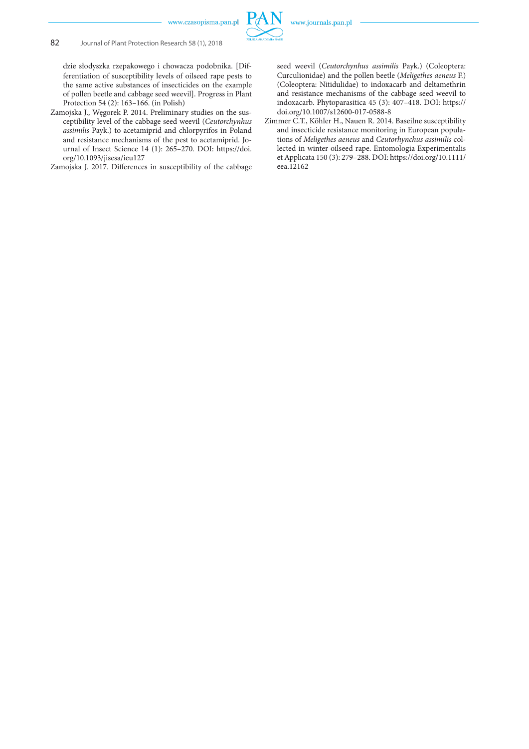dzie słodyszka rzepakowego i chowacza podobnika. [Differentiation of susceptibility levels of oilseed rape pests to the same active substances of insecticides on the example of pollen beetle and cabbage seed weevil]. Progress in Plant Protection 54 (2): 163–166. (in Polish)

Zamojska J., Węgorek P. 2014. Preliminary studies on the susceptibility level of the cabbage seed weevil (*Ceutorchynhus assimilis* Payk.) to acetamiprid and chlorpyrifos in Poland and resistance mechanisms of the pest to acetamiprid. Journal of Insect Science 14 (1): 265–270. DOI: https://doi.org/10.1093/jisesa/ieu127

Zamojska J. 2017. Differences in susceptibility of the cabbage seed weevil (*Ceutorchynhus assimilis* Payk.) (Coleoptera: Curculionidae) and the pollen beetle (*Meligethes aeneus* F.) (Coleoptera: Nitidulidae) to indoxacarb and deltamethrin and resistance mechanisms of the cabbage seed weevil to indoxacarb. Phytoparasitica 45 (3): 407–418. DOI: https://doi.org/10.1007/s12600-017-0588-8

Zimmer C.T., Köhler H., Nauen R. 2014. Baseilne susceptibility and insecticide resistance monitoring in European populations of *Meligethes aeneus* and *Ceutorhynchus assimilis* collected in winter oilseed rape. Entomologia Experimentalis et Applicata 150 (3): 279–288. DOI: https://doi.org/10.1111/eea.12162